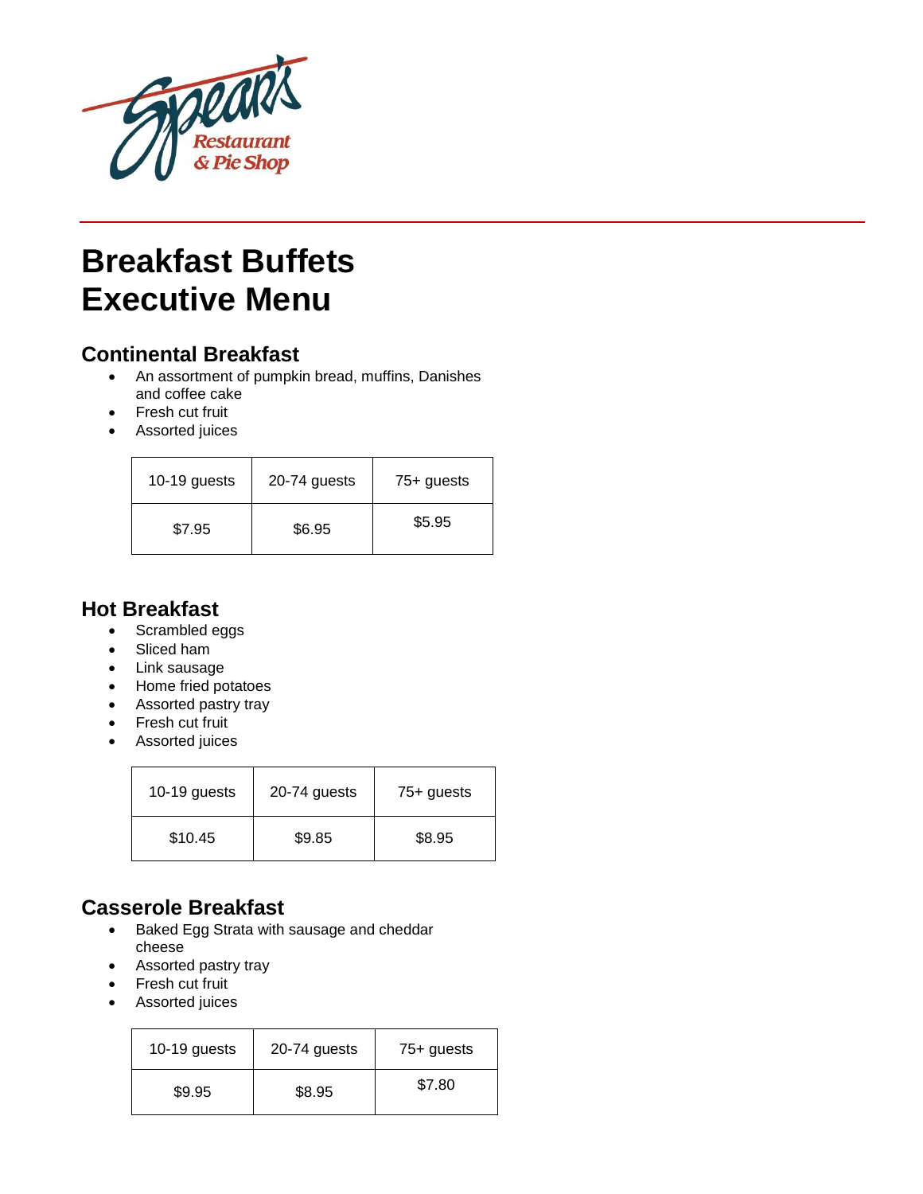Spear's Restaurant & Pie Shop

# Breakfast Buffets Executive Menu

## Continental Breakfast

- An assortment of pumpkin bread, muffins, Danishes and coffee cake
- Fresh cut fruit
- Assorted juices

| 10-19 guests | 20-74 guests | 75+ guests |
|---|---|---|
| $7.95 | $6.95 | $5.95 |

## Hot Breakfast

- Scrambled eggs
- Sliced ham
- Link sausage
- Home fried potatoes
- Assorted pastry tray
- Fresh cut fruit
- Assorted juices

| 10-19 guests | 20-74 guests | 75+ guests |
|---|---|---|
| $10.45 | $9.85 | $8.95 |

## Casserole Breakfast

- Baked Egg Strata with sausage and cheddar cheese
- Assorted pastry tray
- Fresh cut fruit
- Assorted juices

| 10-19 guests | 20-74 guests | 75+ guests |
|---|---|---|
| $9.95 | $8.95 | $7.80 |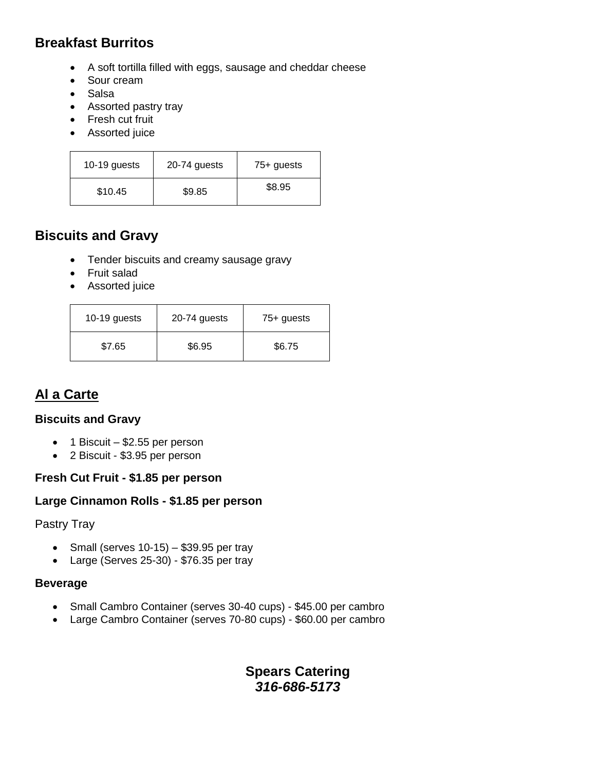## Breakfast Burritos

- A soft tortilla filled with eggs, sausage and cheddar cheese
- Sour cream
- Salsa
- Assorted pastry tray
- Fresh cut fruit
- Assorted juice

| 10-19 guests | 20-74 guests | 75+ guests |
|---|---|---|
| $10.45 | $9.85 | $8.95 |

## Biscuits and Gravy

- Tender biscuits and creamy sausage gravy
- Fruit salad
- Assorted juice

| 10-19 guests | 20-74 guests | 75+ guests |
|---|---|---|
| $7.65 | $6.95 | $6.75 |

## Al a Carte

### Biscuits and Gravy

- 1 Biscuit – $2.55 per person
- 2 Biscuit - $3.95 per person

### Fresh Cut Fruit - $1.85 per person

### Large Cinnamon Rolls - $1.85 per person

Pastry Tray

- Small (serves 10-15) – $39.95 per tray
- Large (Serves 25-30) - $76.35 per tray

### Beverage

- Small Cambro Container (serves 30-40 cups) - $45.00 per cambro
- Large Cambro Container (serves 70-80 cups) - $60.00 per cambro

**Spears Catering**
***316-686-5173***